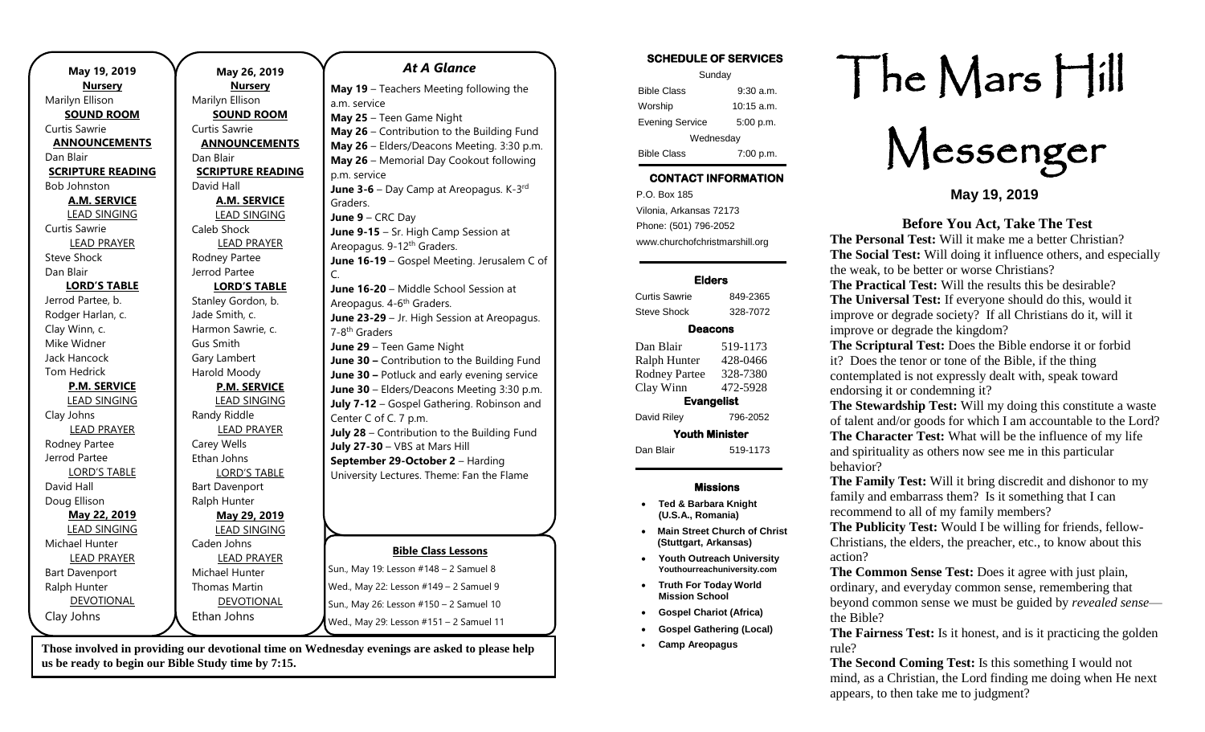**May 19, 2019**

**Nursery**
Marilyn Ellison

**SOUND ROOM**
Curtis Sawrie

**ANNOUNCEMENTS**
Dan Blair

**SCRIPTURE READING**
Bob Johnston

**A.M. SERVICE**

LEAD SINGING
Curtis Sawrie

LEAD PRAYER
Steve Shock
Dan Blair

**LORD'S TABLE**
Jerrod Partee, b.
Rodger Harlan, c.
Clay Winn, c.
Mike Widner
Jack Hancock
Tom Hedrick

**P.M. SERVICE**

LEAD SINGING
Clay Johns

LEAD PRAYER
Rodney Partee
Jerrod Partee

LORD'S TABLE
David Hall
Doug Ellison

**May 22, 2019**

LEAD SINGING
Michael Hunter

LEAD PRAYER
Bart Davenport
Ralph Hunter

DEVOTIONAL
Clay Johns

**May 26, 2019**

**Nursery**
Marilyn Ellison

**SOUND ROOM**
Curtis Sawrie

**ANNOUNCEMENTS**
Dan Blair

**SCRIPTURE READING**
David Hall

**A.M. SERVICE**

LEAD SINGING
Caleb Shock

LEAD PRAYER
Rodney Partee
Jerrod Partee

**LORD'S TABLE**
Stanley Gordon, b.
Jade Smith, c.
Harmon Sawrie, c.
Gus Smith
Gary Lambert
Harold Moody

**P.M. SERVICE**

LEAD SINGING
Randy Riddle

LEAD PRAYER
Carey Wells
Ethan Johns

LORD'S TABLE
Bart Davenport
Ralph Hunter

**May 29, 2019**

LEAD SINGING
Caden Johns

LEAD PRAYER
Michael Hunter
Thomas Martin

DEVOTIONAL
Ethan Johns

## *At A Glance*

**May 19** – Teachers Meeting following the a.m. service
**May 25** – Teen Game Night
**May 26** – Contribution to the Building Fund
**May 26** – Elders/Deacons Meeting. 3:30 p.m.
**May 26** – Memorial Day Cookout following p.m. service
**June 3-6** – Day Camp at Areopagus. K-3rd Graders.
**June 9** – CRC Day
**June 9-15** – Sr. High Camp Session at Areopagus. 9-12th Graders.
**June 16-19** – Gospel Meeting. Jerusalem C of C.
**June 16-20** – Middle School Session at Areopagus. 4-6th Graders.
**June 23-29** – Jr. High Session at Areopagus. 7-8th Graders
**June 29** – Teen Game Night
**June 30 –** Contribution to the Building Fund
**June 30 –** Potluck and early evening service
**June 30** – Elders/Deacons Meeting 3:30 p.m.
**July 7-12** – Gospel Gathering. Robinson and Center C of C. 7 p.m.
**July 28** – Contribution to the Building Fund
**July 27-30** – VBS at Mars Hill
**September 29-October 2** – Harding University Lectures. Theme: Fan the Flame

**Bible Class Lessons**

Sun., May 19: Lesson #148 – 2 Samuel 8
Wed., May 22: Lesson #149 – 2 Samuel 9
Sun., May 26: Lesson #150 – 2 Samuel 10
Wed., May 29: Lesson #151 – 2 Samuel 11

**Those involved in providing our devotional time on Wednesday evenings are asked to please help us be ready to begin our Bible Study time by 7:15.**

**SCHEDULE OF SERVICES**

| Sunday | |
|---|---|
| Bible Class | 9:30 a.m. |
| Worship | 10:15 a.m. |
| Evening Service | 5:00 p.m. |
| Wednesday | |
| Bible Class | 7:00 p.m. |

**CONTACT INFORMATION**

P.O. Box 185
Vilonia, Arkansas 72173
Phone: (501) 796-2052
www.churchofchristmarshill.org

**Elders**

| | |
|---|---|
| Curtis Sawrie | 849-2365 |
| Steve Shock | 328-7072 |

**Deacons**

| | |
|---|---|
| Dan Blair | 519-1173 |
| Ralph Hunter | 428-0466 |
| Rodney Partee | 328-7380 |
| Clay Winn | 472-5928 |

**Evangelist**

| | |
|---|---|
| David Riley | 796-2052 |

**Youth Minister**

| | |
|---|---|
| Dan Blair | 519-1173 |

**Missions**

- **Ted & Barbara Knight (U.S.A., Romania)**
- **Main Street Church of Christ (Stuttgart, Arkansas)**
- **Youth Outreach University Youthourreachuniversity.com**
- **Truth For Today World Mission School**
- **Gospel Chariot (Africa)**
- **Gospel Gathering (Local)**
- **Camp Areopagus**

# The Mars Hill Messenger

**May 19, 2019**

## Before You Act, Take The Test

**The Personal Test:** Will it make me a better Christian?
**The Social Test:** Will doing it influence others, and especially the weak, to be better or worse Christians?
**The Practical Test:** Will the results this be desirable?
**The Universal Test:** If everyone should do this, would it improve or degrade society? If all Christians do it, will it improve or degrade the kingdom?
**The Scriptural Test:** Does the Bible endorse it or forbid it? Does the tenor or tone of the Bible, if the thing contemplated is not expressly dealt with, speak toward endorsing it or condemning it?
**The Stewardship Test:** Will my doing this constitute a waste of talent and/or goods for which I am accountable to the Lord?
**The Character Test:** What will be the influence of my life and spirituality as others now see me in this particular behavior?
**The Family Test:** Will it bring discredit and dishonor to my family and embarrass them? Is it something that I can recommend to all of my family members?
**The Publicity Test:** Would I be willing for friends, fellow-Christians, the elders, the preacher, etc., to know about this action?
**The Common Sense Test:** Does it agree with just plain, ordinary, and everyday common sense, remembering that beyond common sense we must be guided by *revealed sense*—the Bible?
**The Fairness Test:** Is it honest, and is it practicing the golden rule?
**The Second Coming Test:** Is this something I would not mind, as a Christian, the Lord finding me doing when He next appears, to then take me to judgment?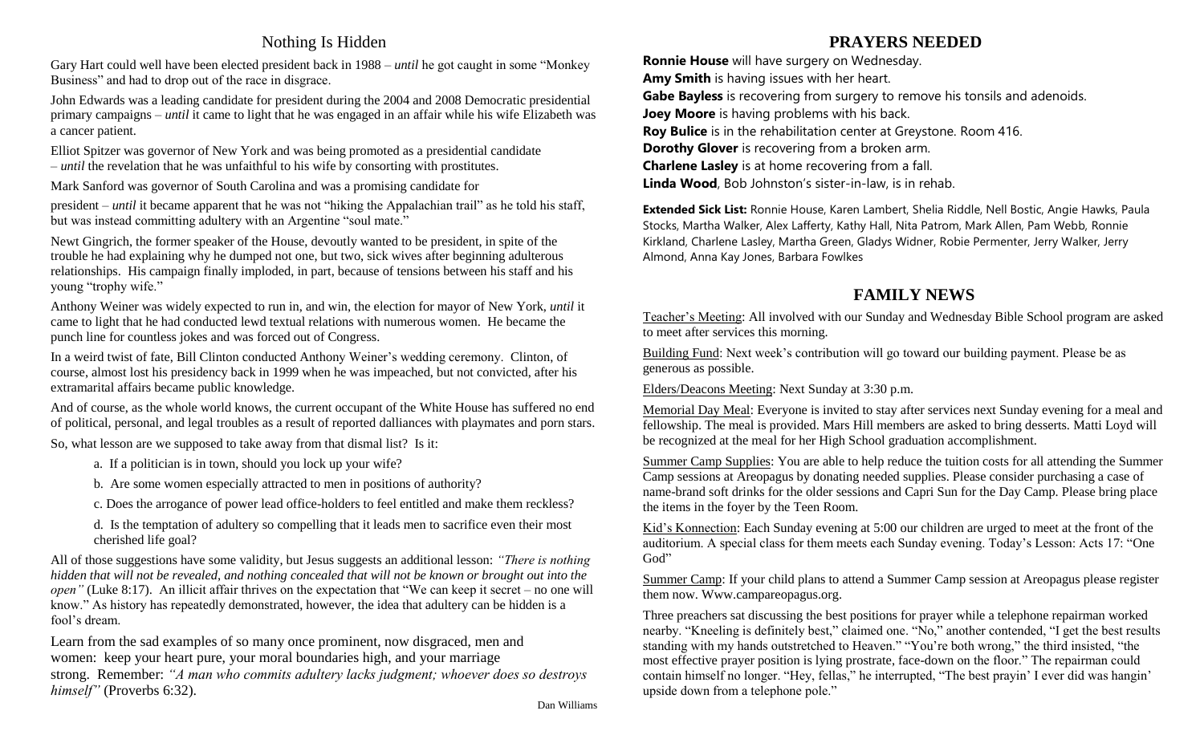## Nothing Is Hidden

Gary Hart could well have been elected president back in 1988 – *until* he got caught in some "Monkey Business" and had to drop out of the race in disgrace.

John Edwards was a leading candidate for president during the 2004 and 2008 Democratic presidential primary campaigns – *until* it came to light that he was engaged in an affair while his wife Elizabeth was a cancer patient.

Elliot Spitzer was governor of New York and was being promoted as a presidential candidate – *until* the revelation that he was unfaithful to his wife by consorting with prostitutes.

Mark Sanford was governor of South Carolina and was a promising candidate for

president – *until* it became apparent that he was not "hiking the Appalachian trail" as he told his staff, but was instead committing adultery with an Argentine "soul mate."

Newt Gingrich, the former speaker of the House, devoutly wanted to be president, in spite of the trouble he had explaining why he dumped not one, but two, sick wives after beginning adulterous relationships. His campaign finally imploded, in part, because of tensions between his staff and his young "trophy wife."

Anthony Weiner was widely expected to run in, and win, the election for mayor of New York, *until* it came to light that he had conducted lewd textual relations with numerous women. He became the punch line for countless jokes and was forced out of Congress.

In a weird twist of fate, Bill Clinton conducted Anthony Weiner's wedding ceremony. Clinton, of course, almost lost his presidency back in 1999 when he was impeached, but not convicted, after his extramarital affairs became public knowledge.

And of course, as the whole world knows, the current occupant of the White House has suffered no end of political, personal, and legal troubles as a result of reported dalliances with playmates and porn stars.

So, what lesson are we supposed to take away from that dismal list? Is it:

a. If a politician is in town, should you lock up your wife?

b. Are some women especially attracted to men in positions of authority?

c. Does the arrogance of power lead office-holders to feel entitled and make them reckless?

d. Is the temptation of adultery so compelling that it leads men to sacrifice even their most cherished life goal?

All of those suggestions have some validity, but Jesus suggests an additional lesson: *"There is nothing hidden that will not be revealed, and nothing concealed that will not be known or brought out into the open"* (Luke 8:17). An illicit affair thrives on the expectation that "We can keep it secret – no one will know." As history has repeatedly demonstrated, however, the idea that adultery can be hidden is a fool's dream.

Learn from the sad examples of so many once prominent, now disgraced, men and women: keep your heart pure, your moral boundaries high, and your marriage strong. Remember: *"A man who commits adultery lacks judgment; whoever does so destroys himself"* (Proverbs 6:32).

Dan Williams

## PRAYERS NEEDED

**Ronnie House** will have surgery on Wednesday.
**Amy Smith** is having issues with her heart.
**Gabe Bayless** is recovering from surgery to remove his tonsils and adenoids.
**Joey Moore** is having problems with his back.
**Roy Bulice** is in the rehabilitation center at Greystone. Room 416.
**Dorothy Glover** is recovering from a broken arm.
**Charlene Lasley** is at home recovering from a fall.
**Linda Wood**, Bob Johnston's sister-in-law, is in rehab.

**Extended Sick List:** Ronnie House, Karen Lambert, Shelia Riddle, Nell Bostic, Angie Hawks, Paula Stocks, Martha Walker, Alex Lafferty, Kathy Hall, Nita Patrom, Mark Allen, Pam Webb, Ronnie Kirkland, Charlene Lasley, Martha Green, Gladys Widner, Robie Permenter, Jerry Walker, Jerry Almond, Anna Kay Jones, Barbara Fowlkes

## FAMILY NEWS

Teacher's Meeting: All involved with our Sunday and Wednesday Bible School program are asked to meet after services this morning.

Building Fund: Next week's contribution will go toward our building payment. Please be as generous as possible.

Elders/Deacons Meeting: Next Sunday at 3:30 p.m.

Memorial Day Meal: Everyone is invited to stay after services next Sunday evening for a meal and fellowship. The meal is provided. Mars Hill members are asked to bring desserts. Matti Loyd will be recognized at the meal for her High School graduation accomplishment.

Summer Camp Supplies: You are able to help reduce the tuition costs for all attending the Summer Camp sessions at Areopagus by donating needed supplies. Please consider purchasing a case of name-brand soft drinks for the older sessions and Capri Sun for the Day Camp. Please bring place the items in the foyer by the Teen Room.

Kid's Konnection: Each Sunday evening at 5:00 our children are urged to meet at the front of the auditorium. A special class for them meets each Sunday evening. Today's Lesson: Acts 17: "One God"

Summer Camp: If your child plans to attend a Summer Camp session at Areopagus please register them now. Www.campareopagus.org.

Three preachers sat discussing the best positions for prayer while a telephone repairman worked nearby. "Kneeling is definitely best," claimed one. "No," another contended, "I get the best results standing with my hands outstretched to Heaven." "You're both wrong," the third insisted, "the most effective prayer position is lying prostrate, face-down on the floor." The repairman could contain himself no longer. "Hey, fellas," he interrupted, "The best prayin' I ever did was hangin' upside down from a telephone pole."